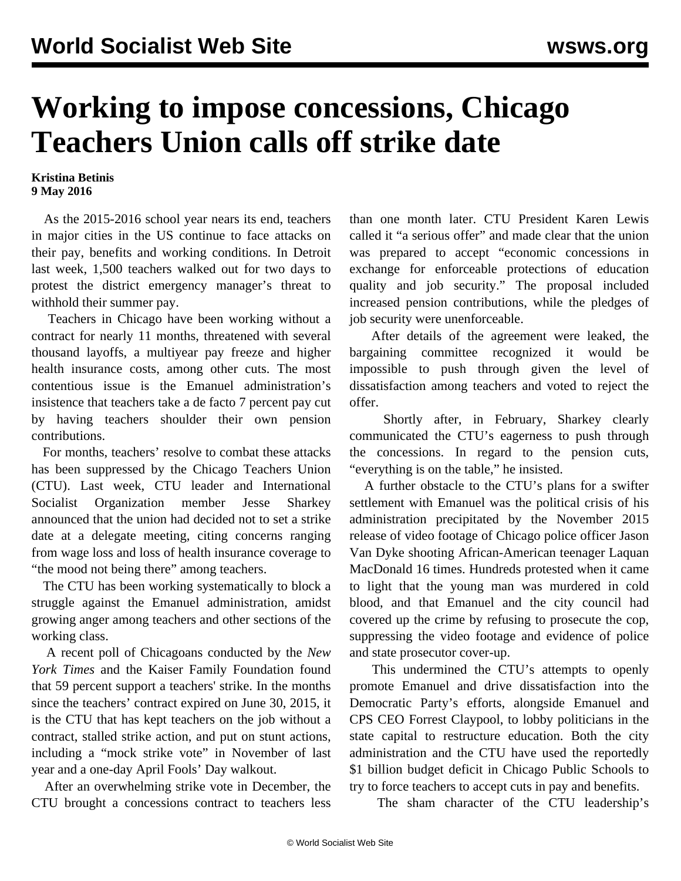# Working to impose concessions, Chicago Teachers Union calls off strike date

**Kristina Betinis**
**9 May 2016**

As the 2015-2016 school year nears its end, teachers in major cities in the US continue to face attacks on their pay, benefits and working conditions. In Detroit last week, 1,500 teachers walked out for two days to protest the district emergency manager's threat to withhold their summer pay.

Teachers in Chicago have been working without a contract for nearly 11 months, threatened with several thousand layoffs, a multiyear pay freeze and higher health insurance costs, among other cuts. The most contentious issue is the Emanuel administration's insistence that teachers take a de facto 7 percent pay cut by having teachers shoulder their own pension contributions.

For months, teachers' resolve to combat these attacks has been suppressed by the Chicago Teachers Union (CTU). Last week, CTU leader and International Socialist Organization member Jesse Sharkey announced that the union had decided not to set a strike date at a delegate meeting, citing concerns ranging from wage loss and loss of health insurance coverage to "the mood not being there" among teachers.

The CTU has been working systematically to block a struggle against the Emanuel administration, amidst growing anger among teachers and other sections of the working class.

A recent poll of Chicagoans conducted by the *New York Times* and the Kaiser Family Foundation found that 59 percent support a teachers' strike. In the months since the teachers' contract expired on June 30, 2015, it is the CTU that has kept teachers on the job without a contract, stalled strike action, and put on stunt actions, including a "mock strike vote" in November of last year and a one-day April Fools' Day walkout.

After an overwhelming strike vote in December, the CTU brought a concessions contract to teachers less than one month later. CTU President Karen Lewis called it "a serious offer" and made clear that the union was prepared to accept "economic concessions in exchange for enforceable protections of education quality and job security." The proposal included increased pension contributions, while the pledges of job security were unenforceable.

After details of the agreement were leaked, the bargaining committee recognized it would be impossible to push through given the level of dissatisfaction among teachers and voted to reject the offer.

Shortly after, in February, Sharkey clearly communicated the CTU's eagerness to push through the concessions. In regard to the pension cuts, "everything is on the table," he insisted.

A further obstacle to the CTU's plans for a swifter settlement with Emanuel was the political crisis of his administration precipitated by the November 2015 release of video footage of Chicago police officer Jason Van Dyke shooting African-American teenager Laquan MacDonald 16 times. Hundreds protested when it came to light that the young man was murdered in cold blood, and that Emanuel and the city council had covered up the crime by refusing to prosecute the cop, suppressing the video footage and evidence of police and state prosecutor cover-up.

This undermined the CTU's attempts to openly promote Emanuel and drive dissatisfaction into the Democratic Party's efforts, alongside Emanuel and CPS CEO Forrest Claypool, to lobby politicians in the state capital to restructure education. Both the city administration and the CTU have used the reportedly $1 billion budget deficit in Chicago Public Schools to try to force teachers to accept cuts in pay and benefits.

The sham character of the CTU leadership's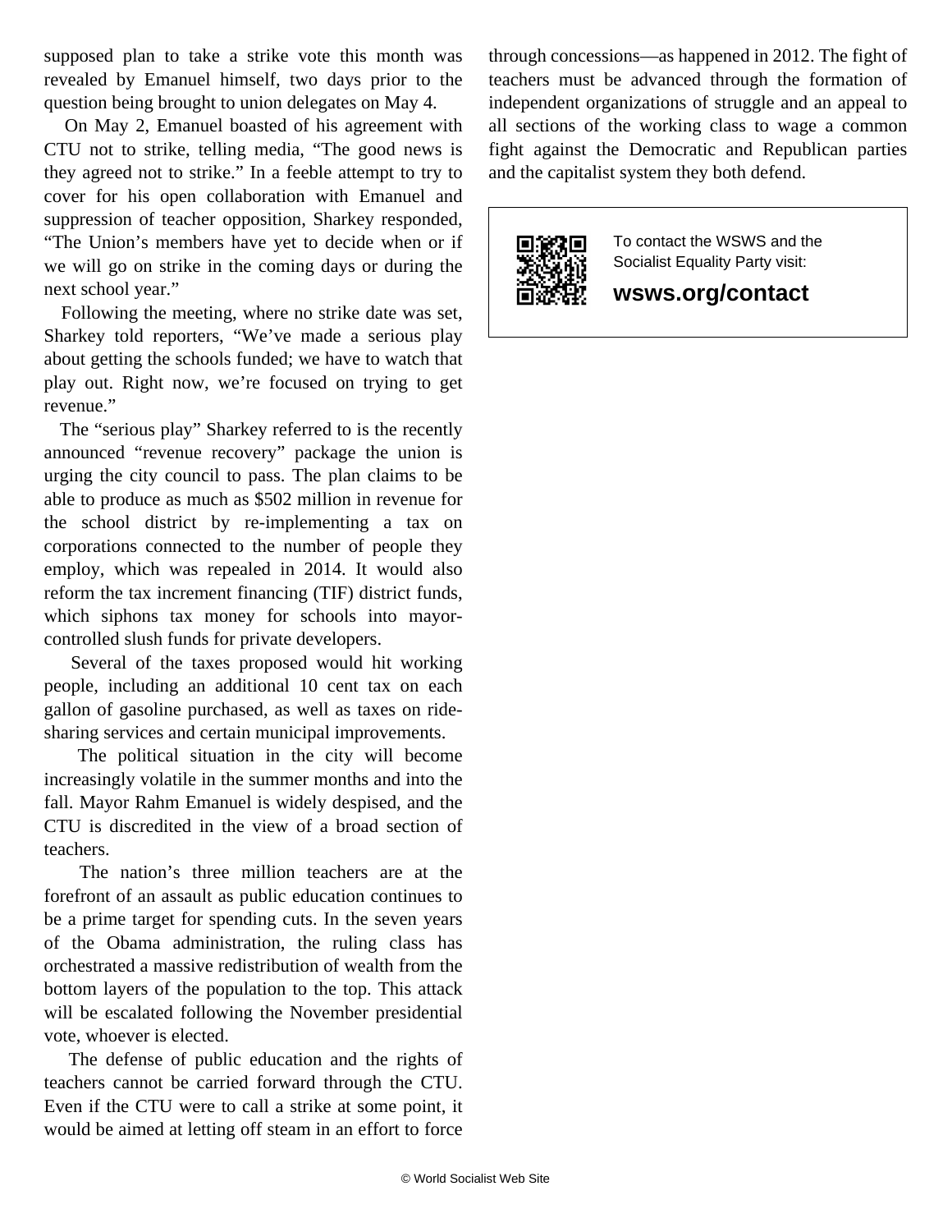supposed plan to take a strike vote this month was revealed by Emanuel himself, two days prior to the question being brought to union delegates on May 4.

On May 2, Emanuel boasted of his agreement with CTU not to strike, telling media, "The good news is they agreed not to strike." In a feeble attempt to try to cover for his open collaboration with Emanuel and suppression of teacher opposition, Sharkey responded, "The Union's members have yet to decide when or if we will go on strike in the coming days or during the next school year."

Following the meeting, where no strike date was set, Sharkey told reporters, "We've made a serious play about getting the schools funded; we have to watch that play out. Right now, we're focused on trying to get revenue."

The "serious play" Sharkey referred to is the recently announced "revenue recovery" package the union is urging the city council to pass. The plan claims to be able to produce as much as $502 million in revenue for the school district by re-implementing a tax on corporations connected to the number of people they employ, which was repealed in 2014. It would also reform the tax increment financing (TIF) district funds, which siphons tax money for schools into mayor-controlled slush funds for private developers.

Several of the taxes proposed would hit working people, including an additional 10 cent tax on each gallon of gasoline purchased, as well as taxes on ride-sharing services and certain municipal improvements.

The political situation in the city will become increasingly volatile in the summer months and into the fall. Mayor Rahm Emanuel is widely despised, and the CTU is discredited in the view of a broad section of teachers.

The nation's three million teachers are at the forefront of an assault as public education continues to be a prime target for spending cuts. In the seven years of the Obama administration, the ruling class has orchestrated a massive redistribution of wealth from the bottom layers of the population to the top. This attack will be escalated following the November presidential vote, whoever is elected.

The defense of public education and the rights of teachers cannot be carried forward through the CTU. Even if the CTU were to call a strike at some point, it would be aimed at letting off steam in an effort to force through concessions—as happened in 2012. The fight of teachers must be advanced through the formation of independent organizations of struggle and an appeal to all sections of the working class to wage a common fight against the Democratic and Republican parties and the capitalist system they both defend.

To contact the WSWS and the Socialist Equality Party visit:

**wsws.org/contact**